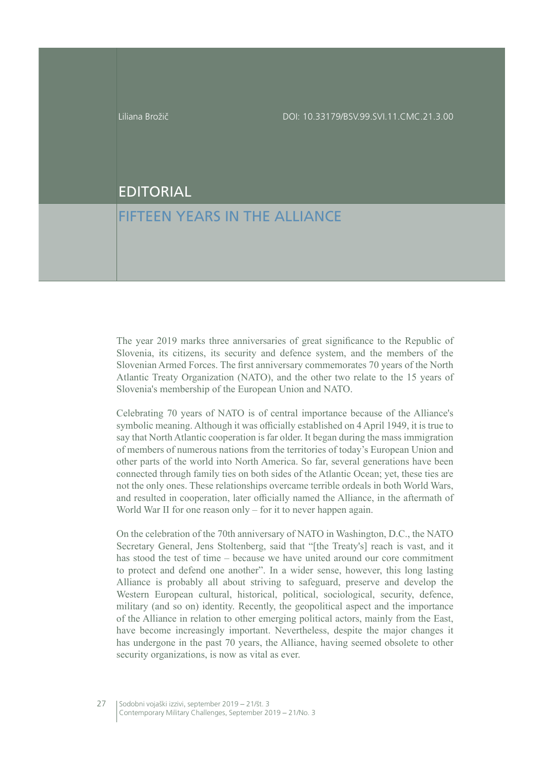Liliana Brožič

DOI: 10.33179/BSV.99.SVI.11.CMC.21.3.00

# EDITORIAL

## FIFTEEN YEARS IN THE ALLIANCE

The year 2019 marks three anniversaries of great significance to the Republic of Slovenia, its citizens, its security and defence system, and the members of the Slovenian Armed Forces. The first anniversary commemorates 70 years of the North Atlantic Treaty Organization (NATO), and the other two relate to the 15 years of Slovenia's membership of the European Union and NATO.

Celebrating 70 years of NATO is of central importance because of the Alliance's symbolic meaning. Although it was officially established on 4 April 1949, it is true to say that North Atlantic cooperation is far older. It began during the mass immigration of members of numerous nations from the territories of today's European Union and other parts of the world into North America. So far, several generations have been connected through family ties on both sides of the Atlantic Ocean; yet, these ties are not the only ones. These relationships overcame terrible ordeals in both World Wars, and resulted in cooperation, later officially named the Alliance, in the aftermath of World War II for one reason only – for it to never happen again.

On the celebration of the 70th anniversary of NATO in Washington, D.C., the NATO Secretary General, Jens Stoltenberg, said that "[the Treaty's] reach is vast, and it has stood the test of time – because we have united around our core commitment to protect and defend one another". In a wider sense, however, this long lasting Alliance is probably all about striving to safeguard, preserve and develop the Western European cultural, historical, political, sociological, security, defence, military (and so on) identity. Recently, the geopolitical aspect and the importance of the Alliance in relation to other emerging political actors, mainly from the East, have become increasingly important. Nevertheless, despite the major changes it has undergone in the past 70 years, the Alliance, having seemed obsolete to other security organizations, is now as vital as ever.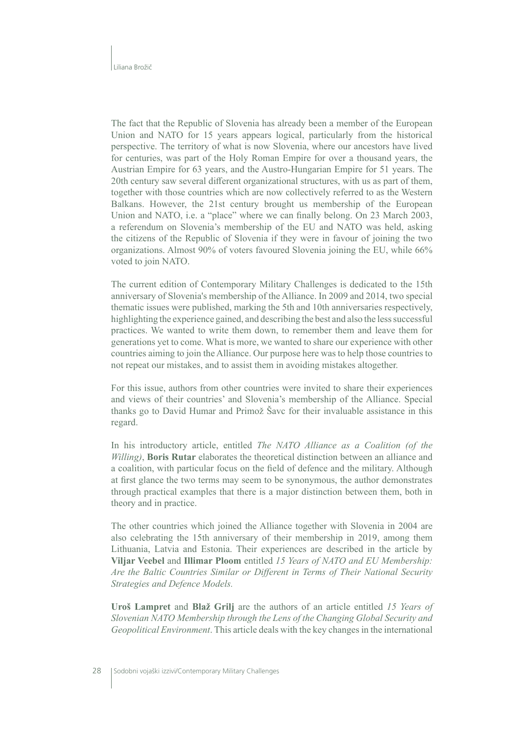The fact that the Republic of Slovenia has already been a member of the European Union and NATO for 15 years appears logical, particularly from the historical perspective. The territory of what is now Slovenia, where our ancestors have lived for centuries, was part of the Holy Roman Empire for over a thousand years, the Austrian Empire for 63 years, and the Austro-Hungarian Empire for 51 years. The 20th century saw several different organizational structures, with us as part of them, together with those countries which are now collectively referred to as the Western Balkans. However, the 21st century brought us membership of the European Union and NATO, i.e. a "place" where we can finally belong. On 23 March 2003, a referendum on Slovenia's membership of the EU and NATO was held, asking the citizens of the Republic of Slovenia if they were in favour of joining the two organizations. Almost 90% of voters favoured Slovenia joining the EU, while 66% voted to join NATO.

The current edition of Contemporary Military Challenges is dedicated to the 15th anniversary of Slovenia's membership of the Alliance. In 2009 and 2014, two special thematic issues were published, marking the 5th and 10th anniversaries respectively, highlighting the experience gained, and describing the best and also the less successful practices. We wanted to write them down, to remember them and leave them for generations yet to come. What is more, we wanted to share our experience with other countries aiming to join the Alliance. Our purpose here was to help those countries to not repeat our mistakes, and to assist them in avoiding mistakes altogether.

For this issue, authors from other countries were invited to share their experiences and views of their countries' and Slovenia's membership of the Alliance. Special thanks go to David Humar and Primož Šavc for their invaluable assistance in this regard.

In his introductory article, entitled *The NATO Alliance as a Coalition (of the Willing)*, **Boris Rutar** elaborates the theoretical distinction between an alliance and a coalition, with particular focus on the field of defence and the military. Although at first glance the two terms may seem to be synonymous, the author demonstrates through practical examples that there is a major distinction between them, both in theory and in practice.

The other countries which joined the Alliance together with Slovenia in 2004 are also celebrating the 15th anniversary of their membership in 2019, among them Lithuania, Latvia and Estonia. Their experiences are described in the article by **Viljar Veebel** and **Illimar Ploom** entitled *15 Years of NATO and EU Membership: Are the Baltic Countries Similar or Different in Terms of Their National Security Strategies and Defence Models.*

**Uroš Lampret** and **Blaž Grilj** are the authors of an article entitled *15 Years of Slovenian NATO Membership through the Lens of the Changing Global Security and Geopolitical Environment*. This article deals with the key changes in the international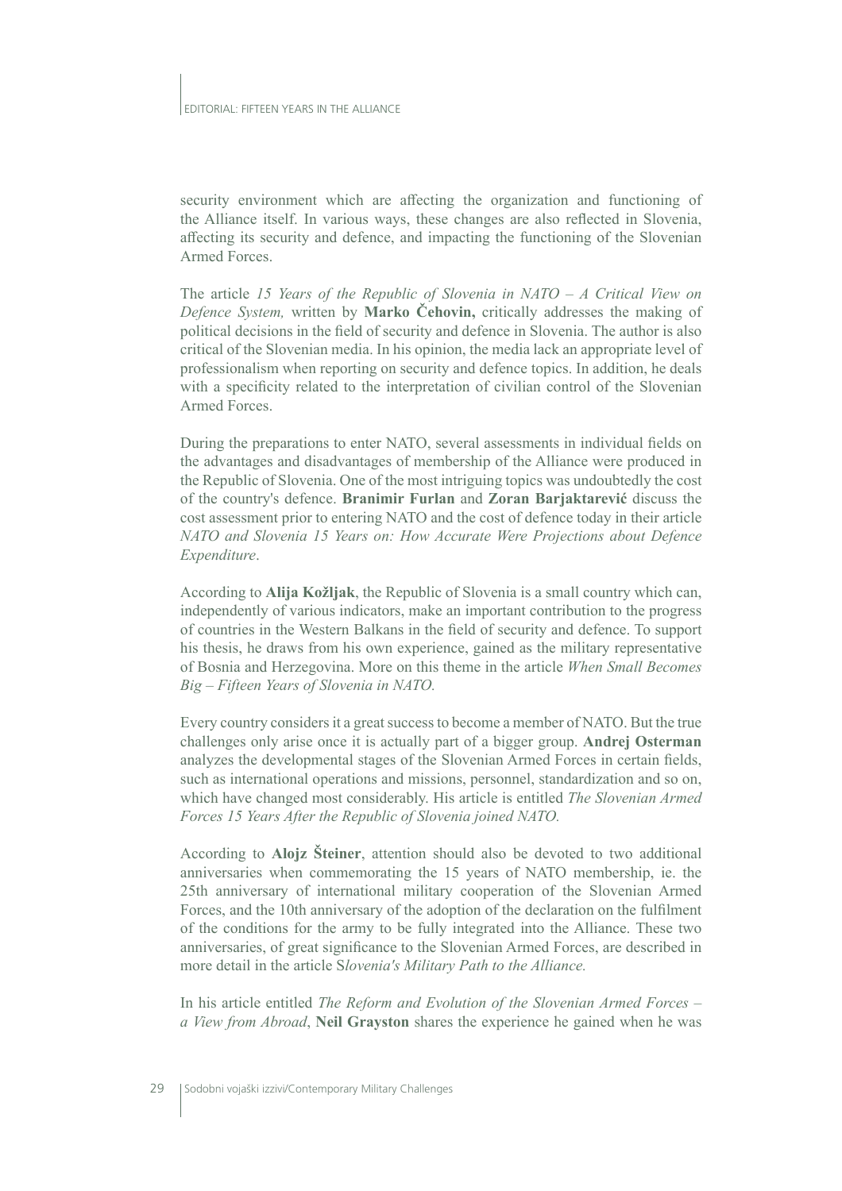security environment which are affecting the organization and functioning of the Alliance itself. In various ways, these changes are also reflected in Slovenia, affecting its security and defence, and impacting the functioning of the Slovenian Armed Forces.

The article *15 Years of the Republic of Slovenia in NATO – A Critical View on Defence System,* written by **Marko Čehovin,** critically addresses the making of political decisions in the field of security and defence in Slovenia. The author is also critical of the Slovenian media. In his opinion, the media lack an appropriate level of professionalism when reporting on security and defence topics. In addition, he deals with a specificity related to the interpretation of civilian control of the Slovenian Armed Forces.

During the preparations to enter NATO, several assessments in individual fields on the advantages and disadvantages of membership of the Alliance were produced in the Republic of Slovenia. One of the most intriguing topics was undoubtedly the cost of the country's defence. **Branimir Furlan** and **Zoran Barjaktarević** discuss the cost assessment prior to entering NATO and the cost of defence today in their article *NATO and Slovenia 15 Years on: How Accurate Were Projections about Defence Expenditure*.

According to **Alija Kožljak**, the Republic of Slovenia is a small country which can, independently of various indicators, make an important contribution to the progress of countries in the Western Balkans in the field of security and defence. To support his thesis, he draws from his own experience, gained as the military representative of Bosnia and Herzegovina. More on this theme in the article *When Small Becomes Big – Fifteen Years of Slovenia in NATO.*

Every country considers it a great success to become a member of NATO. But the true challenges only arise once it is actually part of a bigger group. **Andrej Osterman** analyzes the developmental stages of the Slovenian Armed Forces in certain fields, such as international operations and missions, personnel, standardization and so on, which have changed most considerably. His article is entitled *The Slovenian Armed Forces 15 Years After the Republic of Slovenia joined NATO.*

According to **Alojz Šteiner**, attention should also be devoted to two additional anniversaries when commemorating the 15 years of NATO membership, ie. the 25th anniversary of international military cooperation of the Slovenian Armed Forces, and the 10th anniversary of the adoption of the declaration on the fulfilment of the conditions for the army to be fully integrated into the Alliance. These two anniversaries, of great significance to the Slovenian Armed Forces, are described in more detail in the article S*lovenia's Military Path to the Alliance.*

In his article entitled *The Reform and Evolution of the Slovenian Armed Forces – a View from Abroad*, **Neil Grayston** shares the experience he gained when he was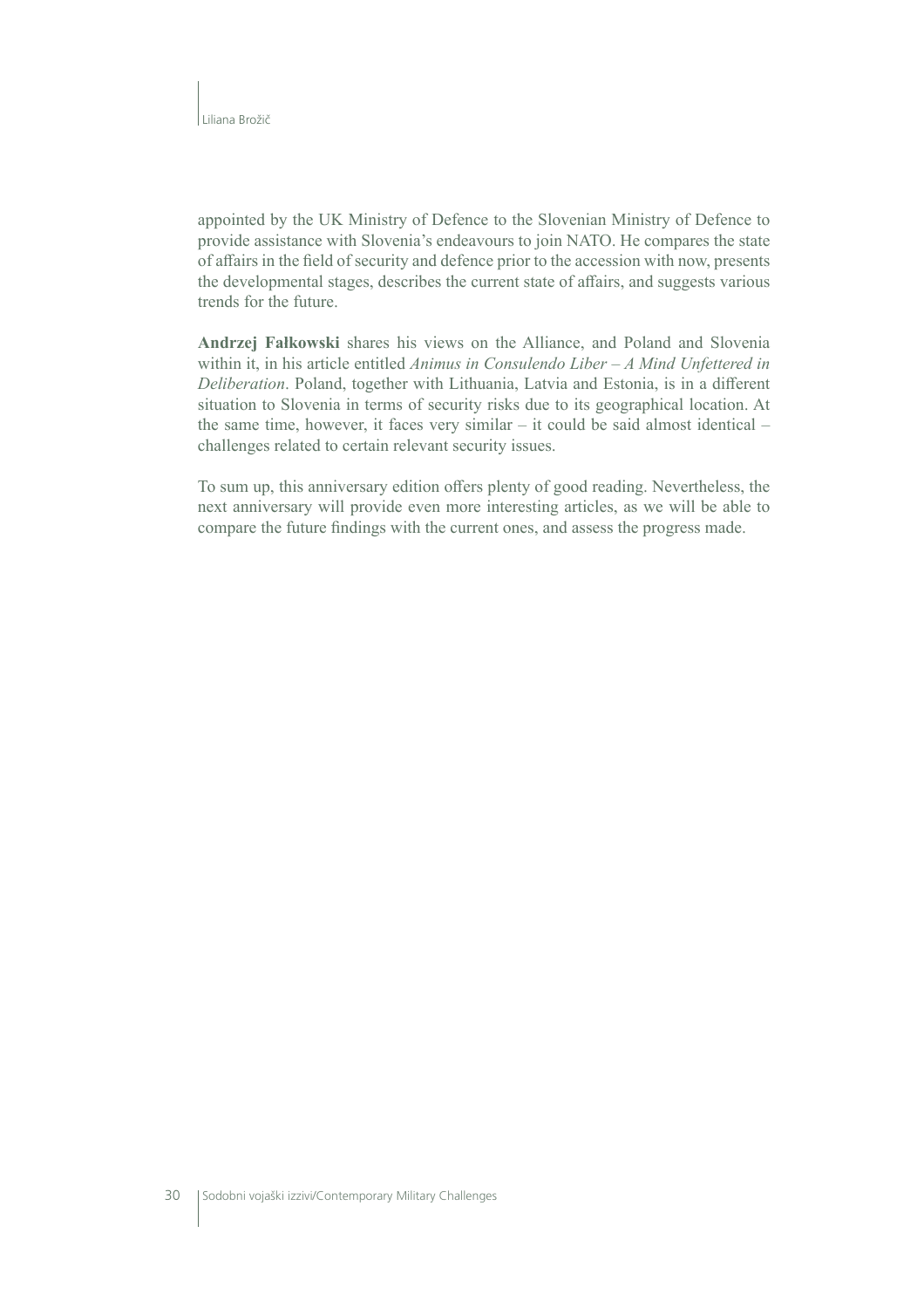appointed by the UK Ministry of Defence to the Slovenian Ministry of Defence to provide assistance with Slovenia's endeavours to join NATO. He compares the state of affairs in the field of security and defence prior to the accession with now, presents the developmental stages, describes the current state of affairs, and suggests various trends for the future.

**Andrzej Fałkowski** shares his views on the Alliance, and Poland and Slovenia within it, in his article entitled *Animus in Consulendo Liber – A Mind Unfettered in Deliberation*. Poland, together with Lithuania, Latvia and Estonia, is in a different situation to Slovenia in terms of security risks due to its geographical location. At the same time, however, it faces very similar – it could be said almost identical – challenges related to certain relevant security issues.

To sum up, this anniversary edition offers plenty of good reading. Nevertheless, the next anniversary will provide even more interesting articles, as we will be able to compare the future findings with the current ones, and assess the progress made.